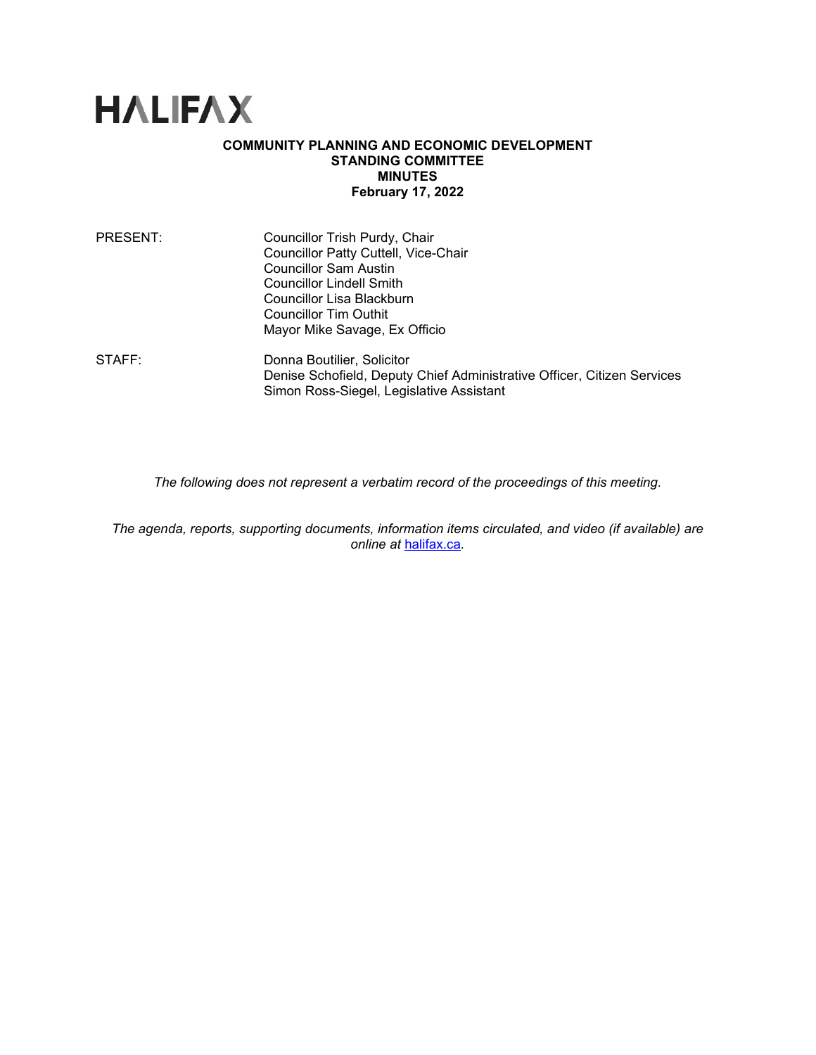# HALIFAX

**COMMUNITY PLANNING AND ECONOMIC DEVELOPMENT STANDING COMMITTEE MINUTES**
**February 17, 2022**

PRESENT: Councillor Trish Purdy, Chair
Councillor Patty Cuttell, Vice-Chair
Councillor Sam Austin
Councillor Lindell Smith
Councillor Lisa Blackburn
Councillor Tim Outhit
Mayor Mike Savage, Ex Officio

STAFF: Donna Boutilier, Solicitor
Denise Schofield, Deputy Chief Administrative Officer, Citizen Services
Simon Ross-Siegel, Legislative Assistant

*The following does not represent a verbatim record of the proceedings of this meeting.*

*The agenda, reports, supporting documents, information items circulated, and video (if available) are online at [halifax.ca](halifax.ca).*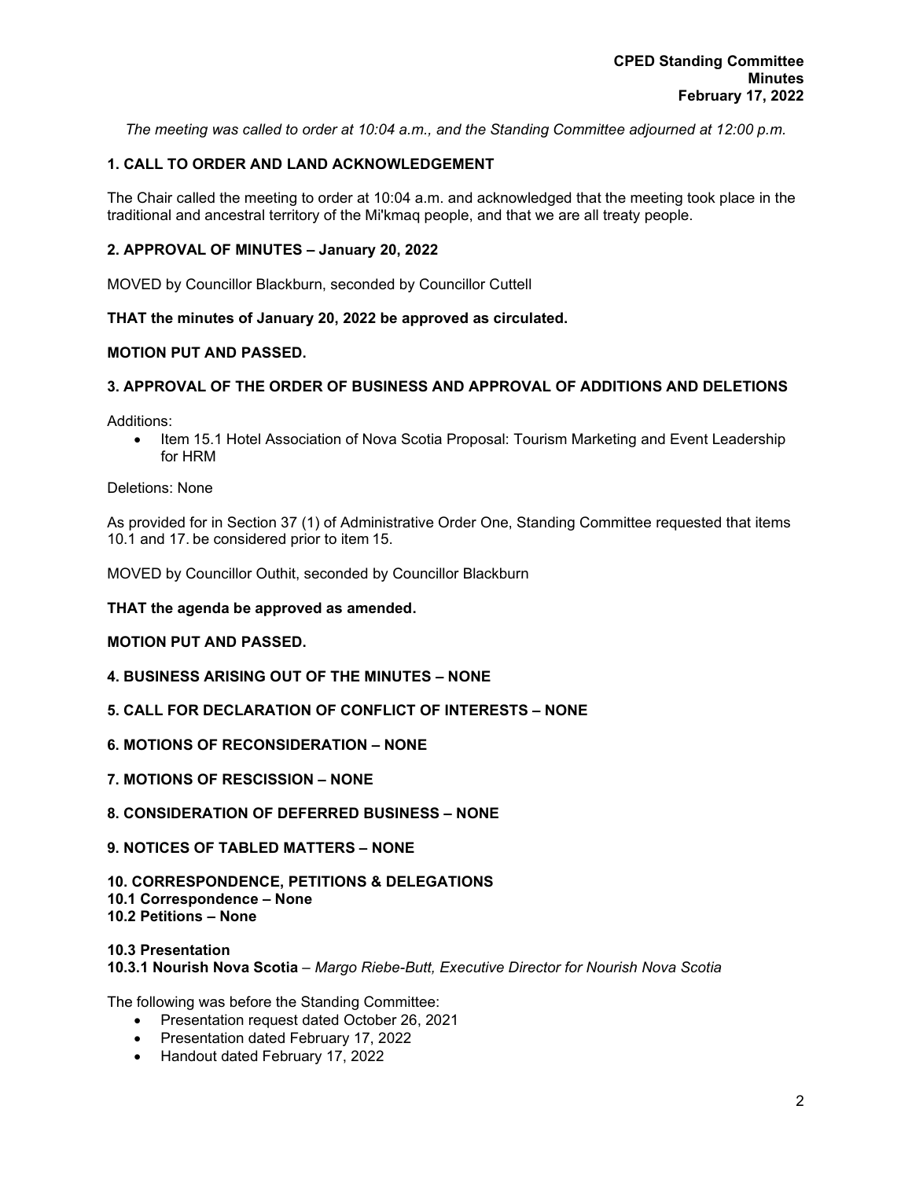*The meeting was called to order at 10:04 a.m., and the Standing Committee adjourned at 12:00 p.m.*

**1. CALL TO ORDER AND LAND ACKNOWLEDGEMENT**

The Chair called the meeting to order at 10:04 a.m. and acknowledged that the meeting took place in the traditional and ancestral territory of the Mi'kmaq people, and that we are all treaty people.

**2. APPROVAL OF MINUTES – January 20, 2022**

MOVED by Councillor Blackburn, seconded by Councillor Cuttell

**THAT the minutes of January 20, 2022 be approved as circulated.**

**MOTION PUT AND PASSED.**

**3. APPROVAL OF THE ORDER OF BUSINESS AND APPROVAL OF ADDITIONS AND DELETIONS**

Additions:

- Item 15.1 Hotel Association of Nova Scotia Proposal: Tourism Marketing and Event Leadership for HRM

Deletions: None

As provided for in Section 37 (1) of Administrative Order One, Standing Committee requested that items 10.1 and 17. be considered prior to item 15.

MOVED by Councillor Outhit, seconded by Councillor Blackburn

**THAT the agenda be approved as amended.**

**MOTION PUT AND PASSED.**

**4. BUSINESS ARISING OUT OF THE MINUTES – NONE**

**5. CALL FOR DECLARATION OF CONFLICT OF INTERESTS – NONE**

**6. MOTIONS OF RECONSIDERATION – NONE**

**7. MOTIONS OF RESCISSION – NONE**

**8. CONSIDERATION OF DEFERRED BUSINESS – NONE**

**9. NOTICES OF TABLED MATTERS – NONE**

**10. CORRESPONDENCE, PETITIONS & DELEGATIONS**
**10.1 Correspondence – None**
**10.2 Petitions – None**

**10.3 Presentation**
**10.3.1 Nourish Nova Scotia** – *Margo Riebe-Butt, Executive Director for Nourish Nova Scotia*

The following was before the Standing Committee:

- Presentation request dated October 26, 2021
- Presentation dated February 17, 2022
- Handout dated February 17, 2022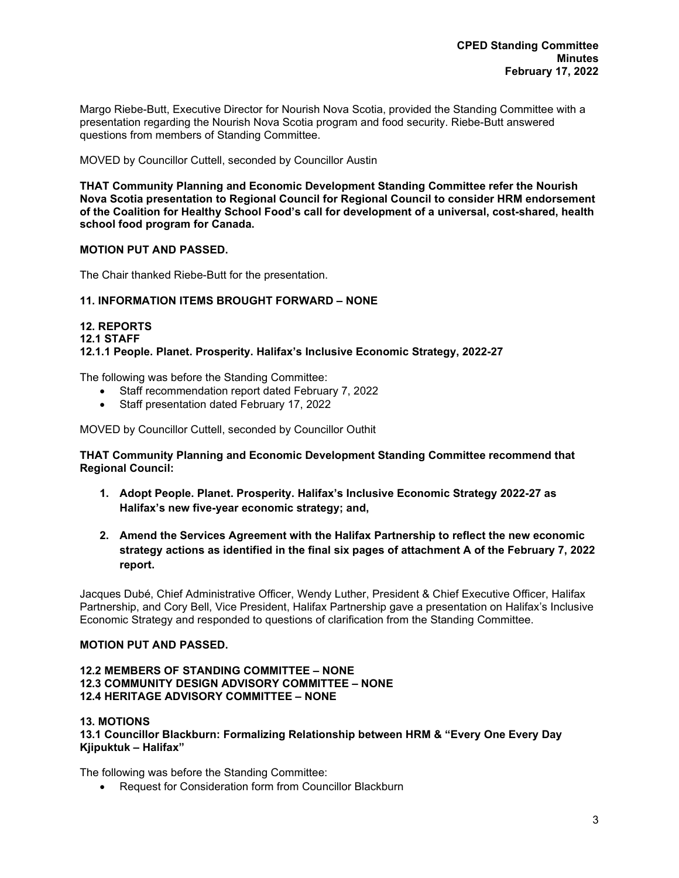Margo Riebe-Butt, Executive Director for Nourish Nova Scotia, provided the Standing Committee with a presentation regarding the Nourish Nova Scotia program and food security. Riebe-Butt answered questions from members of Standing Committee.

MOVED by Councillor Cuttell, seconded by Councillor Austin

**THAT Community Planning and Economic Development Standing Committee refer the Nourish Nova Scotia presentation to Regional Council for Regional Council to consider HRM endorsement of the Coalition for Healthy School Food's call for development of a universal, cost-shared, health school food program for Canada.**

**MOTION PUT AND PASSED.**

The Chair thanked Riebe-Butt for the presentation.

**11. INFORMATION ITEMS BROUGHT FORWARD – NONE**

**12. REPORTS**
**12.1 STAFF**
**12.1.1 People. Planet. Prosperity. Halifax's Inclusive Economic Strategy, 2022-27**

The following was before the Standing Committee:

- Staff recommendation report dated February 7, 2022
- Staff presentation dated February 17, 2022

MOVED by Councillor Cuttell, seconded by Councillor Outhit

**THAT Community Planning and Economic Development Standing Committee recommend that Regional Council:**

1. **Adopt People. Planet. Prosperity. Halifax's Inclusive Economic Strategy 2022-27 as Halifax's new five-year economic strategy; and,**
2. **Amend the Services Agreement with the Halifax Partnership to reflect the new economic strategy actions as identified in the final six pages of attachment A of the February 7, 2022 report.**

Jacques Dubé, Chief Administrative Officer, Wendy Luther, President & Chief Executive Officer, Halifax Partnership, and Cory Bell, Vice President, Halifax Partnership gave a presentation on Halifax's Inclusive Economic Strategy and responded to questions of clarification from the Standing Committee.

**MOTION PUT AND PASSED.**

**12.2 MEMBERS OF STANDING COMMITTEE – NONE**
**12.3 COMMUNITY DESIGN ADVISORY COMMITTEE – NONE**
**12.4 HERITAGE ADVISORY COMMITTEE – NONE**

**13. MOTIONS**
**13.1 Councillor Blackburn: Formalizing Relationship between HRM & "Every One Every Day Kjipuktuk – Halifax"**

The following was before the Standing Committee:

- Request for Consideration form from Councillor Blackburn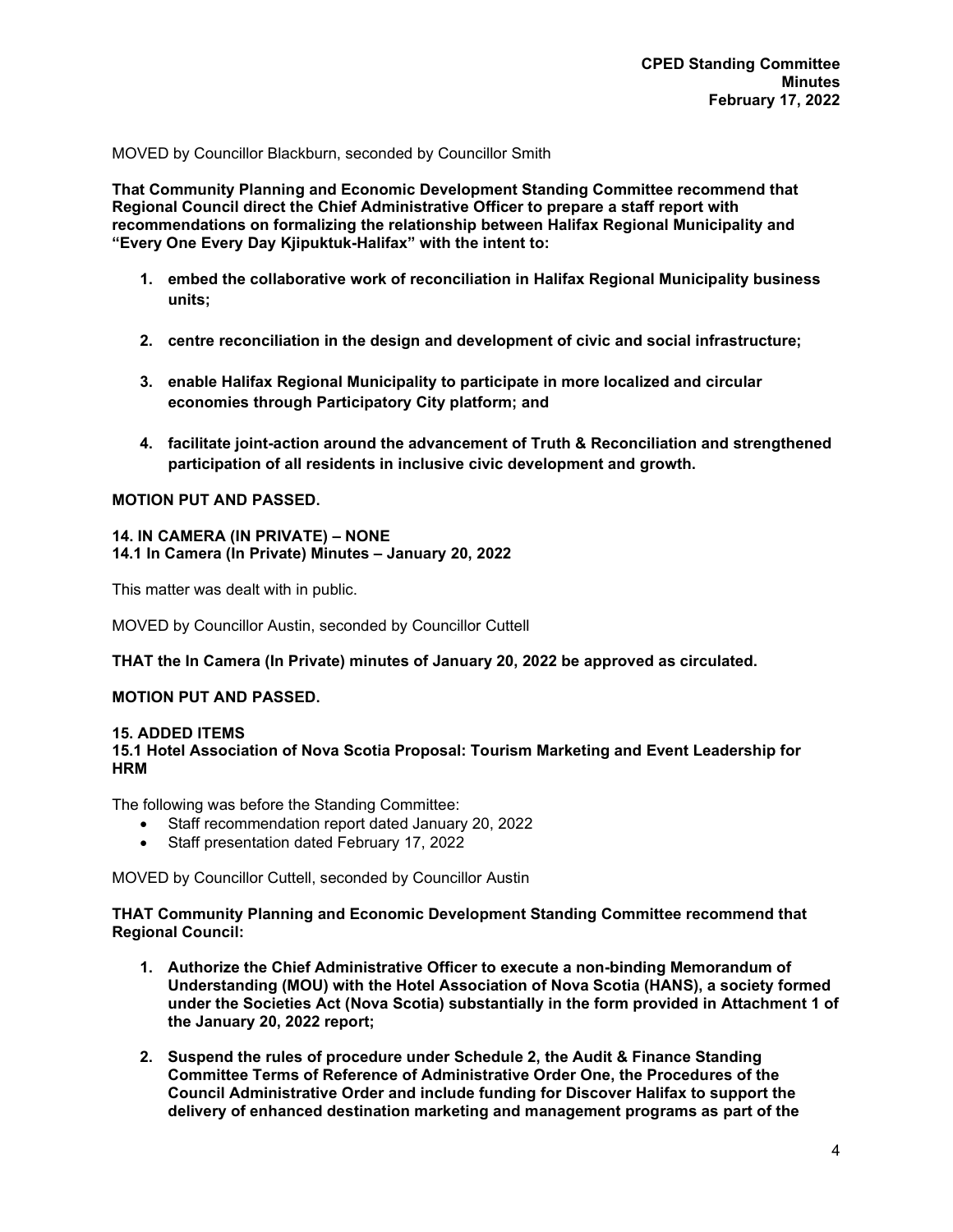MOVED by Councillor Blackburn, seconded by Councillor Smith

**That Community Planning and Economic Development Standing Committee recommend that Regional Council direct the Chief Administrative Officer to prepare a staff report with recommendations on formalizing the relationship between Halifax Regional Municipality and "Every One Every Day Kjipuktuk-Halifax" with the intent to:**

1. **embed the collaborative work of reconciliation in Halifax Regional Municipality business units;**
2. **centre reconciliation in the design and development of civic and social infrastructure;**
3. **enable Halifax Regional Municipality to participate in more localized and circular economies through Participatory City platform; and**
4. **facilitate joint-action around the advancement of Truth & Reconciliation and strengthened participation of all residents in inclusive civic development and growth.**

**MOTION PUT AND PASSED.**

**14. IN CAMERA (IN PRIVATE) – NONE**
**14.1 In Camera (In Private) Minutes – January 20, 2022**

This matter was dealt with in public.

MOVED by Councillor Austin, seconded by Councillor Cuttell

**THAT the In Camera (In Private) minutes of January 20, 2022 be approved as circulated.**

**MOTION PUT AND PASSED.**

**15. ADDED ITEMS**
**15.1 Hotel Association of Nova Scotia Proposal: Tourism Marketing and Event Leadership for HRM**

The following was before the Standing Committee:

- Staff recommendation report dated January 20, 2022
- Staff presentation dated February 17, 2022

MOVED by Councillor Cuttell, seconded by Councillor Austin

**THAT Community Planning and Economic Development Standing Committee recommend that Regional Council:**

1. **Authorize the Chief Administrative Officer to execute a non-binding Memorandum of Understanding (MOU) with the Hotel Association of Nova Scotia (HANS), a society formed under the Societies Act (Nova Scotia) substantially in the form provided in Attachment 1 of the January 20, 2022 report;**
2. **Suspend the rules of procedure under Schedule 2, the Audit & Finance Standing Committee Terms of Reference of Administrative Order One, the Procedures of the Council Administrative Order and include funding for Discover Halifax to support the delivery of enhanced destination marketing and management programs as part of the**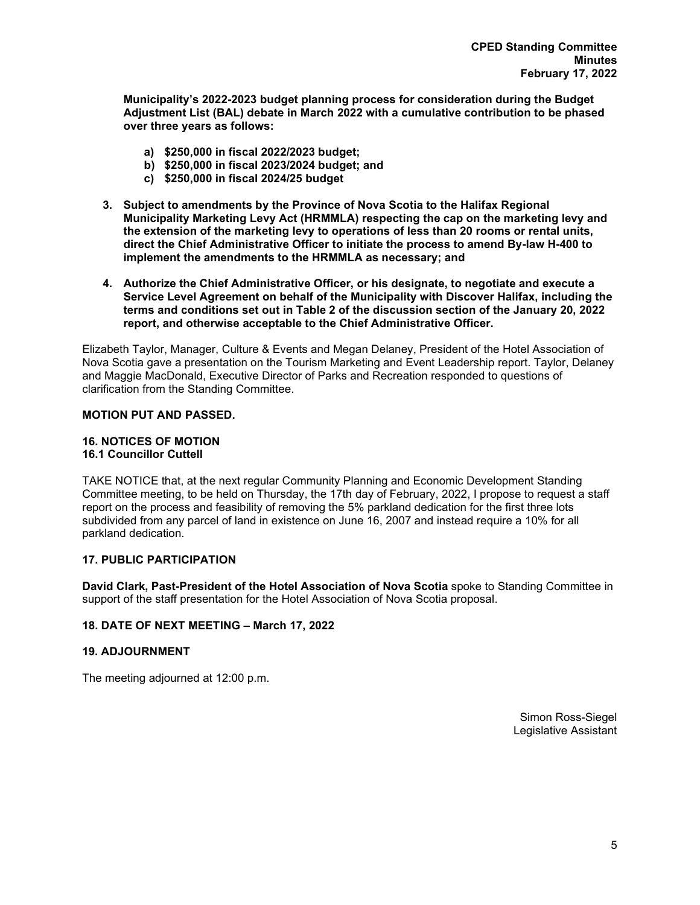**Municipality's 2022-2023 budget planning process for consideration during the Budget Adjustment List (BAL) debate in March 2022 with a cumulative contribution to be phased over three years as follows:**

   **a) $250,000 in fiscal 2022/2023 budget;**
   **b) $250,000 in fiscal 2023/2024 budget; and**
   **c) $250,000 in fiscal 2024/25 budget**

**3. Subject to amendments by the Province of Nova Scotia to the Halifax Regional Municipality Marketing Levy Act (HRMMLA) respecting the cap on the marketing levy and the extension of the marketing levy to operations of less than 20 rooms or rental units, direct the Chief Administrative Officer to initiate the process to amend By-law H-400 to implement the amendments to the HRMMLA as necessary; and**

**4. Authorize the Chief Administrative Officer, or his designate, to negotiate and execute a Service Level Agreement on behalf of the Municipality with Discover Halifax, including the terms and conditions set out in Table 2 of the discussion section of the January 20, 2022 report, and otherwise acceptable to the Chief Administrative Officer.**

Elizabeth Taylor, Manager, Culture & Events and Megan Delaney, President of the Hotel Association of Nova Scotia gave a presentation on the Tourism Marketing and Event Leadership report. Taylor, Delaney and Maggie MacDonald, Executive Director of Parks and Recreation responded to questions of clarification from the Standing Committee.

**MOTION PUT AND PASSED.**

### 16. NOTICES OF MOTION
### 16.1 Councillor Cuttell

TAKE NOTICE that, at the next regular Community Planning and Economic Development Standing Committee meeting, to be held on Thursday, the 17th day of February, 2022, I propose to request a staff report on the process and feasibility of removing the 5% parkland dedication for the first three lots subdivided from any parcel of land in existence on June 16, 2007 and instead require a 10% for all parkland dedication.

### 17. PUBLIC PARTICIPATION

**David Clark, Past-President of the Hotel Association of Nova Scotia** spoke to Standing Committee in support of the staff presentation for the Hotel Association of Nova Scotia proposal.

### 18. DATE OF NEXT MEETING – March 17, 2022

### 19. ADJOURNMENT

The meeting adjourned at 12:00 p.m.

Simon Ross-Siegel
Legislative Assistant